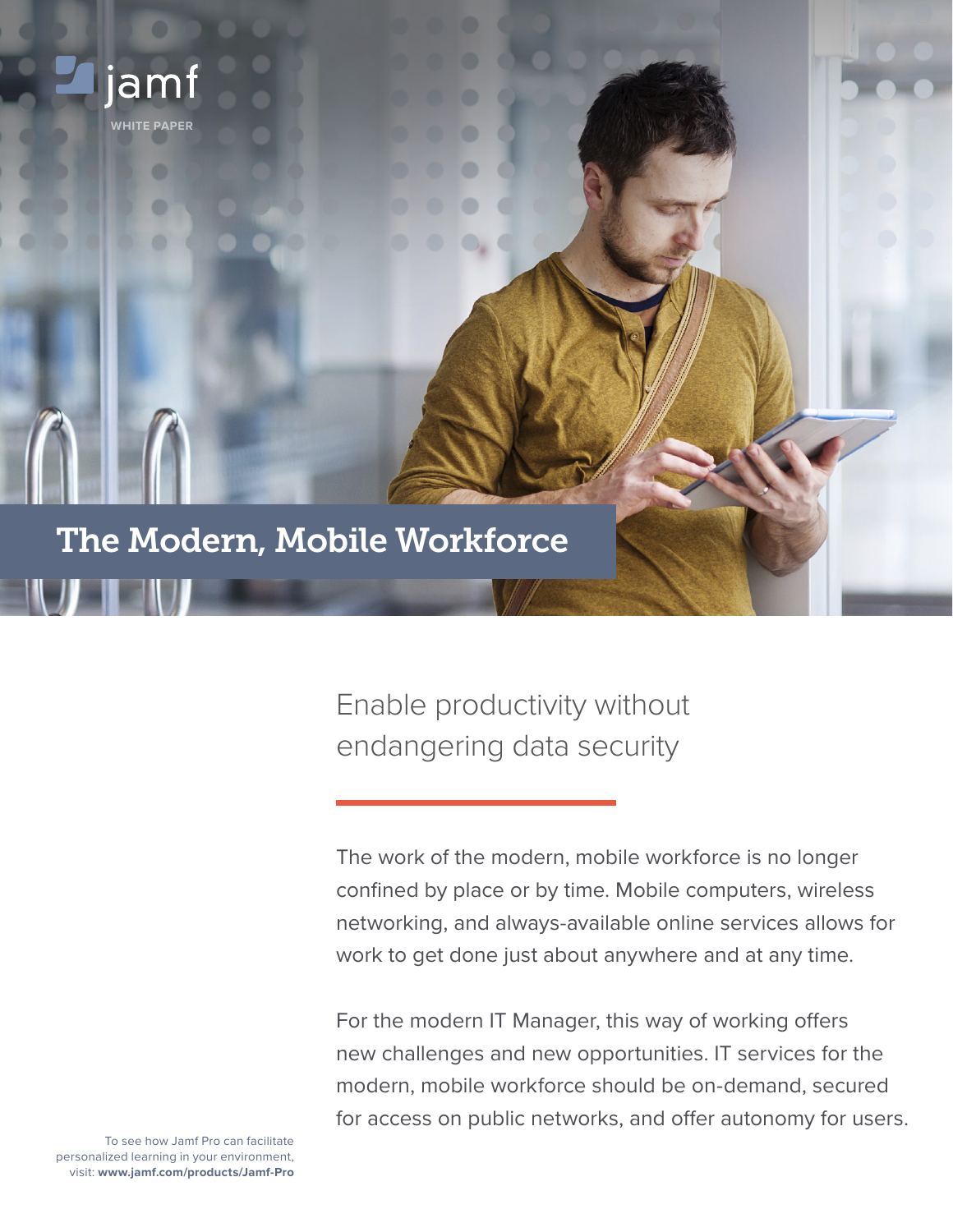jamf

WHITE PAPER

# The Modern, Mobile Workforce

## Enable productivity without endangering data security

The work of the modern, mobile workforce is no longer confined by place or by time. Mobile computers, wireless networking, and always-available online services allows for work to get done just about anywhere and at any time.

For the modern IT Manager, this way of working offers new challenges and new opportunities. IT services for the modern, mobile workforce should be on-demand, secured for access on public networks, and offer autonomy for users.

To see how Jamf Pro can facilitate personalized learning in your environment, visit: **www.jamf.com/products/Jamf-Pro**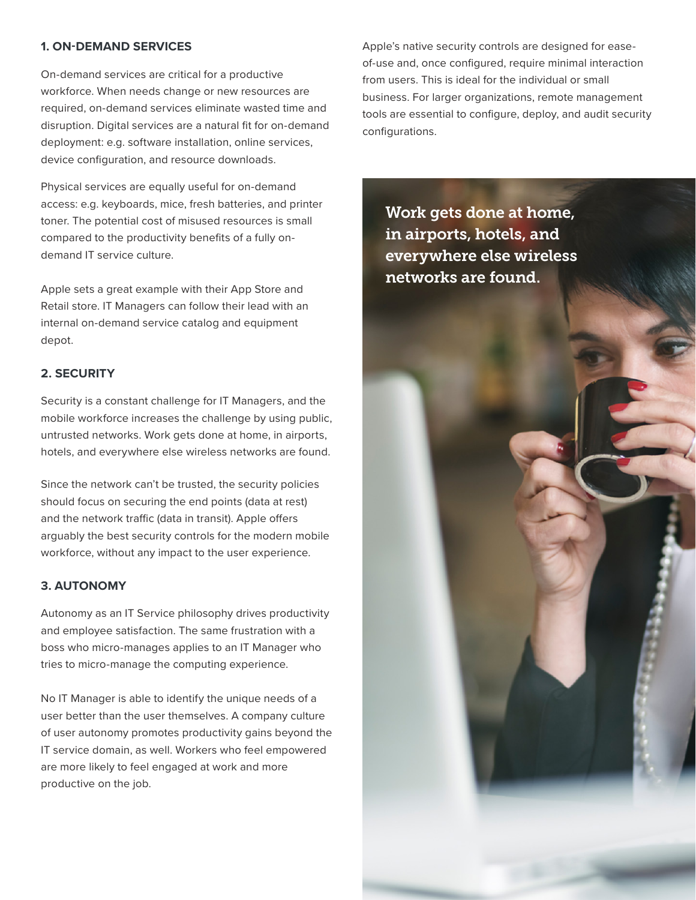## 1. ON-DEMAND SERVICES

On-demand services are critical for a productive workforce. When needs change or new resources are required, on-demand services eliminate wasted time and disruption. Digital services are a natural fit for on-demand deployment: e.g. software installation, online services, device configuration, and resource downloads.

Physical services are equally useful for on-demand access: e.g. keyboards, mice, fresh batteries, and printer toner. The potential cost of misused resources is small compared to the productivity benefits of a fully on-demand IT service culture.

Apple sets a great example with their App Store and Retail store. IT Managers can follow their lead with an internal on-demand service catalog and equipment depot.

## 2. SECURITY

Security is a constant challenge for IT Managers, and the mobile workforce increases the challenge by using public, untrusted networks. Work gets done at home, in airports, hotels, and everywhere else wireless networks are found.

Since the network can't be trusted, the security policies should focus on securing the end points (data at rest) and the network traffic (data in transit). Apple offers arguably the best security controls for the modern mobile workforce, without any impact to the user experience.

## 3. AUTONOMY

Autonomy as an IT Service philosophy drives productivity and employee satisfaction. The same frustration with a boss who micro-manages applies to an IT Manager who tries to micro-manage the computing experience.

No IT Manager is able to identify the unique needs of a user better than the user themselves. A company culture of user autonomy promotes productivity gains beyond the IT service domain, as well. Workers who feel empowered are more likely to feel engaged at work and more productive on the job.

Apple's native security controls are designed for ease-of-use and, once configured, require minimal interaction from users. This is ideal for the individual or small business. For larger organizations, remote management tools are essential to configure, deploy, and audit security configurations.

Work gets done at home, in airports, hotels, and everywhere else wireless networks are found.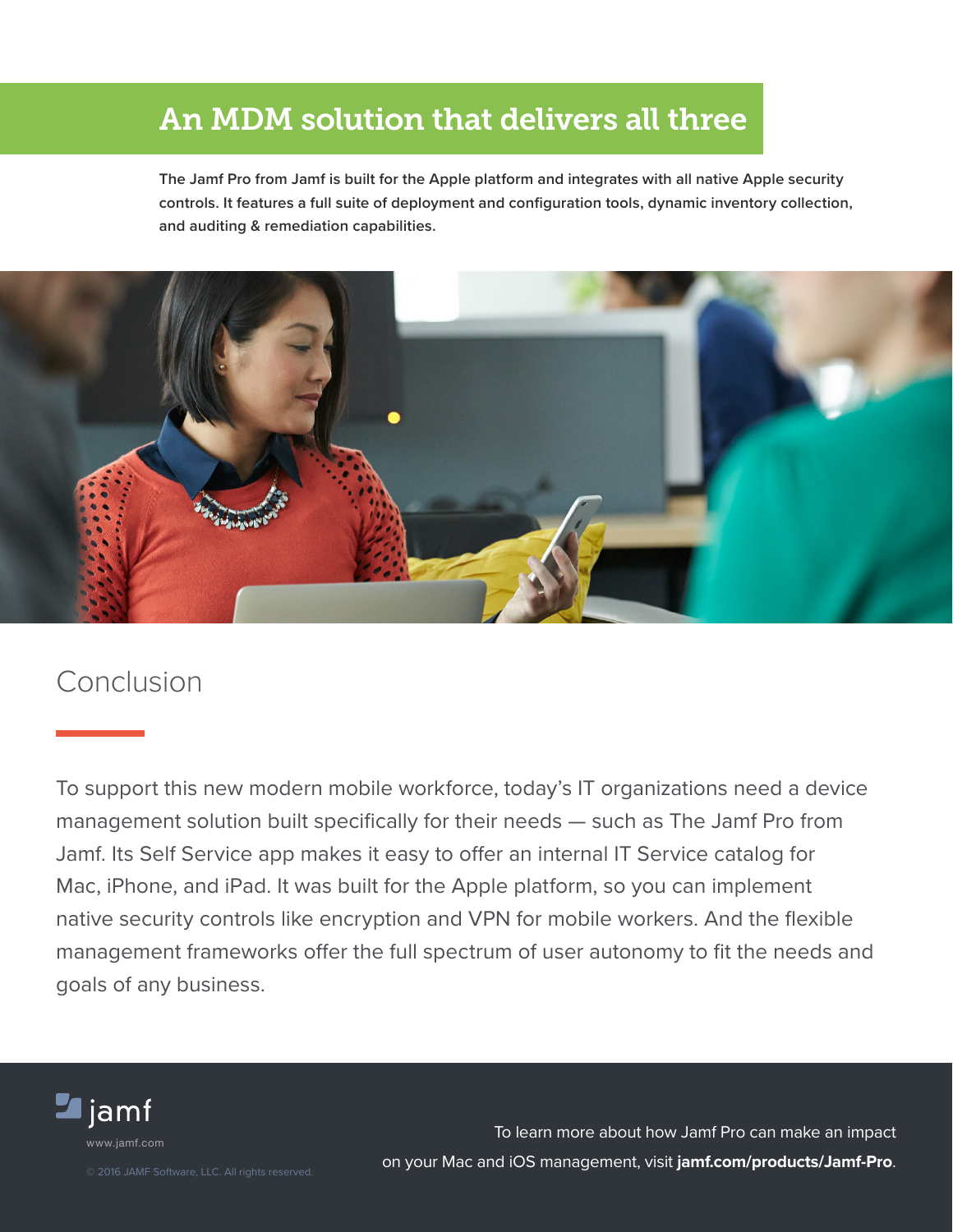## An MDM solution that delivers all three

**The Jamf Pro from Jamf is built for the Apple platform and integrates with all native Apple security controls. It features a full suite of deployment and configuration tools, dynamic inventory collection, and auditing & remediation capabilities.**

## Conclusion

To support this new modern mobile workforce, today's IT organizations need a device management solution built specifically for their needs — such as The Jamf Pro from Jamf. Its Self Service app makes it easy to offer an internal IT Service catalog for Mac, iPhone, and iPad. It was built for the Apple platform, so you can implement native security controls like encryption and VPN for mobile workers. And the flexible management frameworks offer the full spectrum of user autonomy to fit the needs and goals of any business.

jamf

www.jamf.com

© 2016 JAMF Software, LLC. All rights reserved.

To learn more about how Jamf Pro can make an impact on your Mac and iOS management, visit **jamf.com/products/Jamf-Pro**.